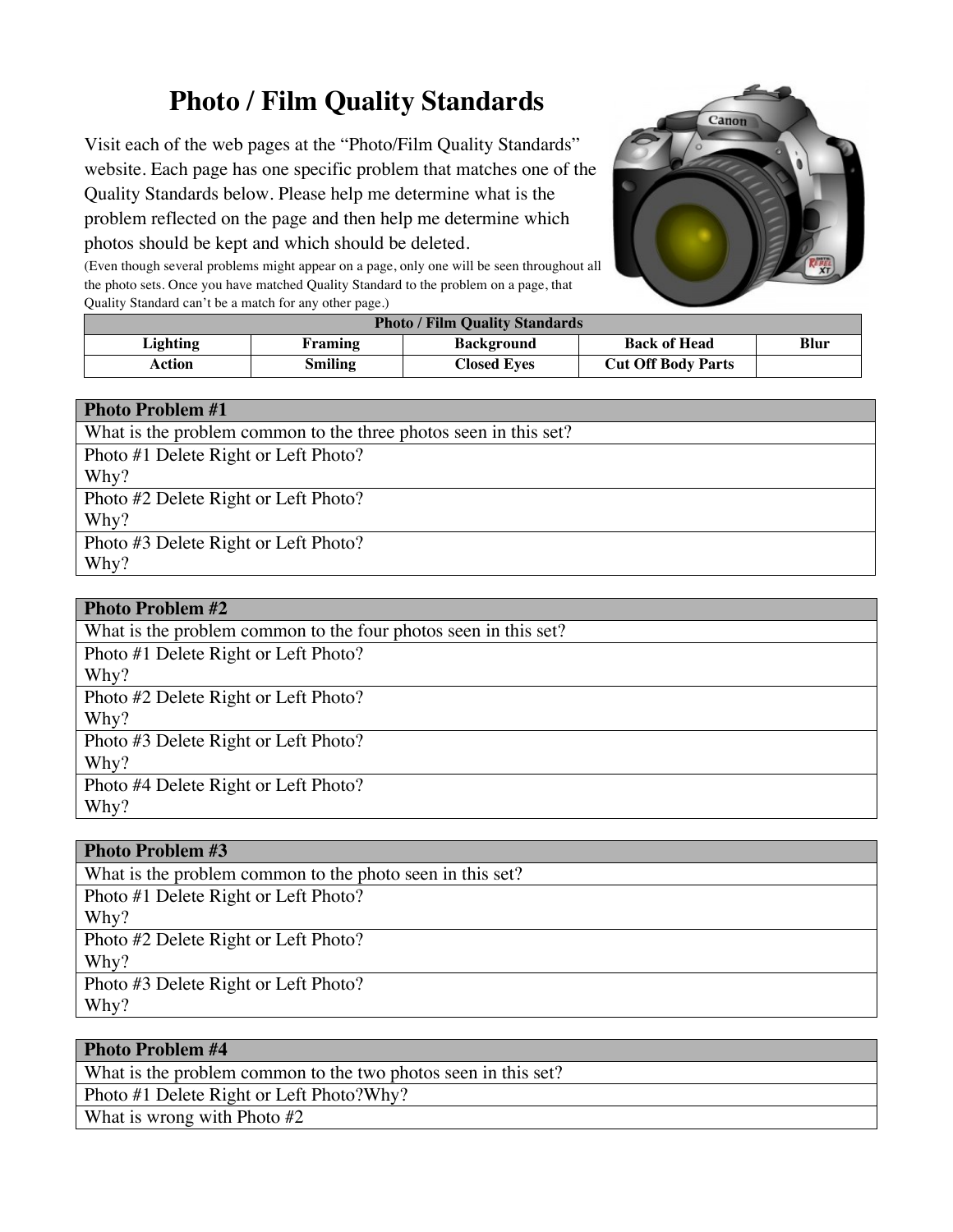# Photo / Film Quality Standards

Visit each of the web pages at the "Photo/Film Quality Standards" website. Each page has one specific problem that matches one of the Quality Standards below. Please help me determine what is the problem reflected on the page and then help me determine which photos should be kept and which should be deleted.

(Even though several problems might appear on a page, only one will be seen throughout all the photo sets. Once you have matched Quality Standard to the problem on a page, that Quality Standard can't be a match for any other page.)

| Photo / Film Quality Standards | | | | |
|---|---|---|---|---|
| **Lighting** | **Framing** | **Background** | **Back of Head** | **Blur** |
| **Action** | **Smiling** | **Closed Eyes** | **Cut Off Body Parts** | |

| **Photo Problem #1** |
|---|
| What is the problem common to the three photos seen in this set? |
| Photo #1 Delete Right or Left Photo?<br>Why? |
| Photo #2 Delete Right or Left Photo?<br>Why? |
| Photo #3 Delete Right or Left Photo?<br>Why? |

| **Photo Problem #2** |
|---|
| What is the problem common to the four photos seen in this set? |
| Photo #1 Delete Right or Left Photo?<br>Why? |
| Photo #2 Delete Right or Left Photo?<br>Why? |
| Photo #3 Delete Right or Left Photo?<br>Why? |
| Photo #4 Delete Right or Left Photo?<br>Why? |

| **Photo Problem #3** |
|---|
| What is the problem common to the photo seen in this set? |
| Photo #1 Delete Right or Left Photo?<br>Why? |
| Photo #2 Delete Right or Left Photo?<br>Why? |
| Photo #3 Delete Right or Left Photo?<br>Why? |

| **Photo Problem #4** |
|---|
| What is the problem common to the two photos seen in this set? |
| Photo #1 Delete Right or Left Photo?Why? |
| What is wrong with Photo #2 |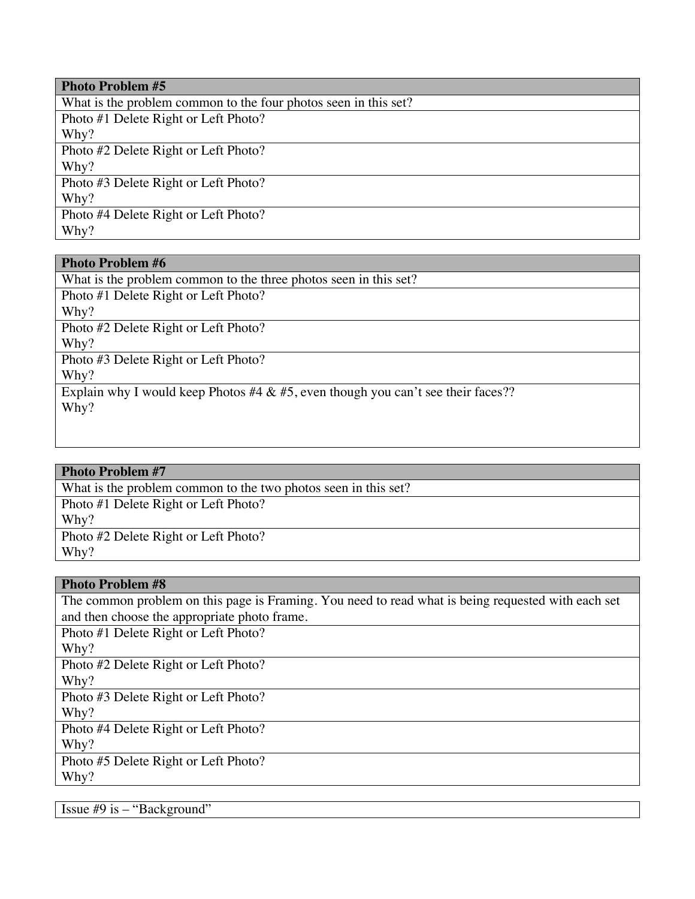| Photo Problem #5 |
| --- |
| What is the problem common to the four photos seen in this set? |
| Photo #1 Delete Right or Left Photo?<br>Why? |
| Photo #2 Delete Right or Left Photo?<br>Why? |
| Photo #3 Delete Right or Left Photo?<br>Why? |
| Photo #4 Delete Right or Left Photo?<br>Why? |

| Photo Problem #6 |
| --- |
| What is the problem common to the three photos seen in this set? |
| Photo #1 Delete Right or Left Photo?<br>Why? |
| Photo #2 Delete Right or Left Photo?<br>Why? |
| Photo #3 Delete Right or Left Photo?<br>Why? |
| Explain why I would keep Photos #4 & #5, even though you can't see their faces??<br>Why? |

| Photo Problem #7 |
| --- |
| What is the problem common to the two photos seen in this set? |
| Photo #1 Delete Right or Left Photo?<br>Why? |
| Photo #2 Delete Right or Left Photo?<br>Why? |

| Photo Problem #8 |
| --- |
| The common problem on this page is Framing. You need to read what is being requested with each set and then choose the appropriate photo frame. |
| Photo #1 Delete Right or Left Photo?<br>Why? |
| Photo #2 Delete Right or Left Photo?<br>Why? |
| Photo #3 Delete Right or Left Photo?<br>Why? |
| Photo #4 Delete Right or Left Photo?<br>Why? |
| Photo #5 Delete Right or Left Photo?<br>Why? |

| Issue #9 is – "Background" |
| --- |